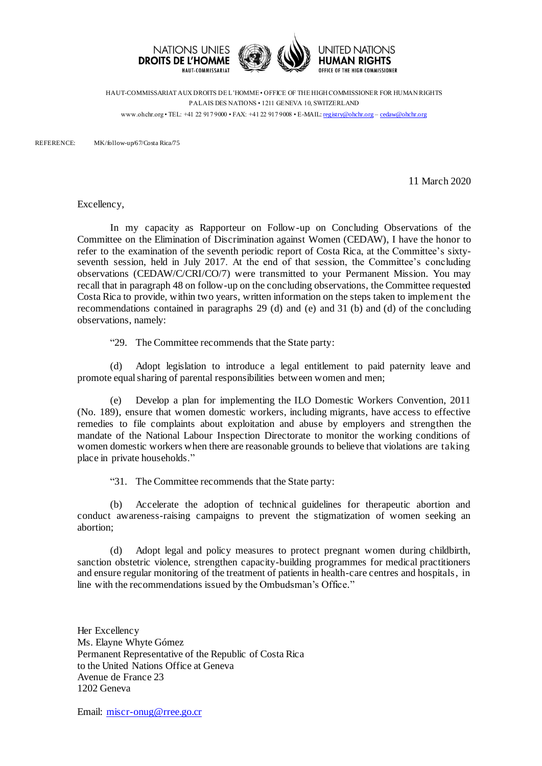NATIONS UNIES
**DROITS DE L'HOMME**
HAUT-COMMISSARIAT

UNITED NATIONS
**HUMAN RIGHTS**
OFFICE OF THE HIGH COMMISSIONER

HAUT-COMMISSARIAT AUX DROITS DE L'HOMME • OFFICE OF THE HIGH COMMISSIONER FOR HUMAN RIGHTS
PALAIS DES NATIONS • 1211 GENEVA 10, SWITZERLAND
www.ohchr.org • TEL: +41 22 917 9000 • FAX: +41 22 917 9008 • E-MAIL: registry@ohchr.org – cedaw@ohchr.org

REFERENCE: MK/follow-up/67/Costa Rica/75

11 March 2020

Excellency,

In my capacity as Rapporteur on Follow-up on Concluding Observations of the Committee on the Elimination of Discrimination against Women (CEDAW), I have the honor to refer to the examination of the seventh periodic report of Costa Rica, at the Committee's sixty-seventh session, held in July 2017. At the end of that session, the Committee's concluding observations (CEDAW/C/CRI/CO/7) were transmitted to your Permanent Mission. You may recall that in paragraph 48 on follow-up on the concluding observations, the Committee requested Costa Rica to provide, within two years, written information on the steps taken to implement the recommendations contained in paragraphs 29 (d) and (e) and 31 (b) and (d) of the concluding observations, namely:

"29. The Committee recommends that the State party:

(d) Adopt legislation to introduce a legal entitlement to paid paternity leave and promote equal sharing of parental responsibilities between women and men;

(e) Develop a plan for implementing the ILO Domestic Workers Convention, 2011 (No. 189), ensure that women domestic workers, including migrants, have access to effective remedies to file complaints about exploitation and abuse by employers and strengthen the mandate of the National Labour Inspection Directorate to monitor the working conditions of women domestic workers when there are reasonable grounds to believe that violations are taking place in private households."

"31. The Committee recommends that the State party:

(b) Accelerate the adoption of technical guidelines for therapeutic abortion and conduct awareness-raising campaigns to prevent the stigmatization of women seeking an abortion;

(d) Adopt legal and policy measures to protect pregnant women during childbirth, sanction obstetric violence, strengthen capacity-building programmes for medical practitioners and ensure regular monitoring of the treatment of patients in health-care centres and hospitals, in line with the recommendations issued by the Ombudsman's Office."

Her Excellency
Ms. Elayne Whyte Gómez
Permanent Representative of the Republic of Costa Rica
to the United Nations Office at Geneva
Avenue de France 23
1202 Geneva

Email: miscr-onug@rree.go.cr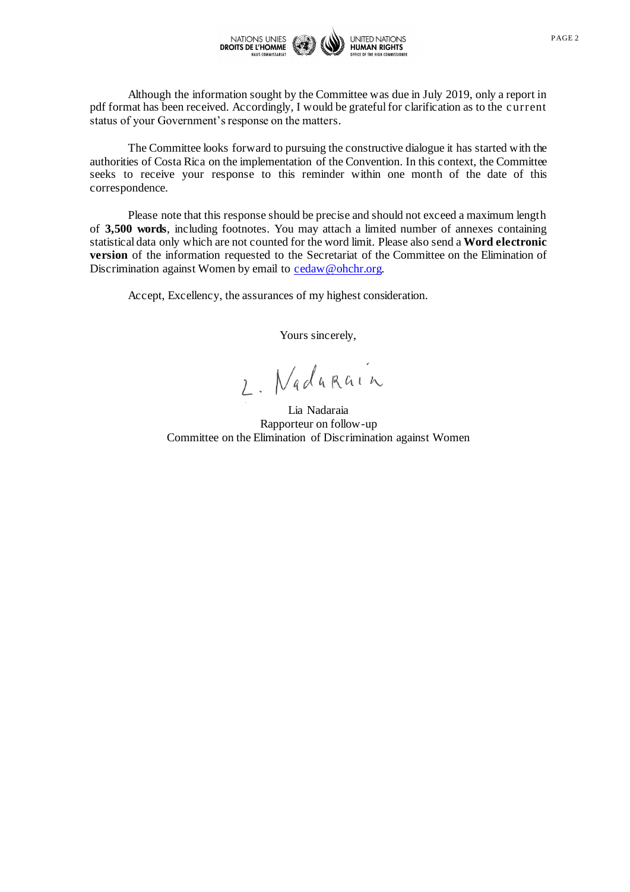Although the information sought by the Committee was due in July 2019, only a report in pdf format has been received. Accordingly, I would be grateful for clarification as to the current status of your Government's response on the matters.

The Committee looks forward to pursuing the constructive dialogue it has started with the authorities of Costa Rica on the implementation of the Convention. In this context, the Committee seeks to receive your response to this reminder within one month of the date of this correspondence.

Please note that this response should be precise and should not exceed a maximum length of **3,500 words**, including footnotes. You may attach a limited number of annexes containing statistical data only which are not counted for the word limit. Please also send a **Word electronic version** of the information requested to the Secretariat of the Committee on the Elimination of Discrimination against Women by email to cedaw@ohchr.org.

Accept, Excellency, the assurances of my highest consideration.

Yours sincerely,

L. Nadaraia

Lia Nadaraia
Rapporteur on follow-up
Committee on the Elimination of Discrimination against Women